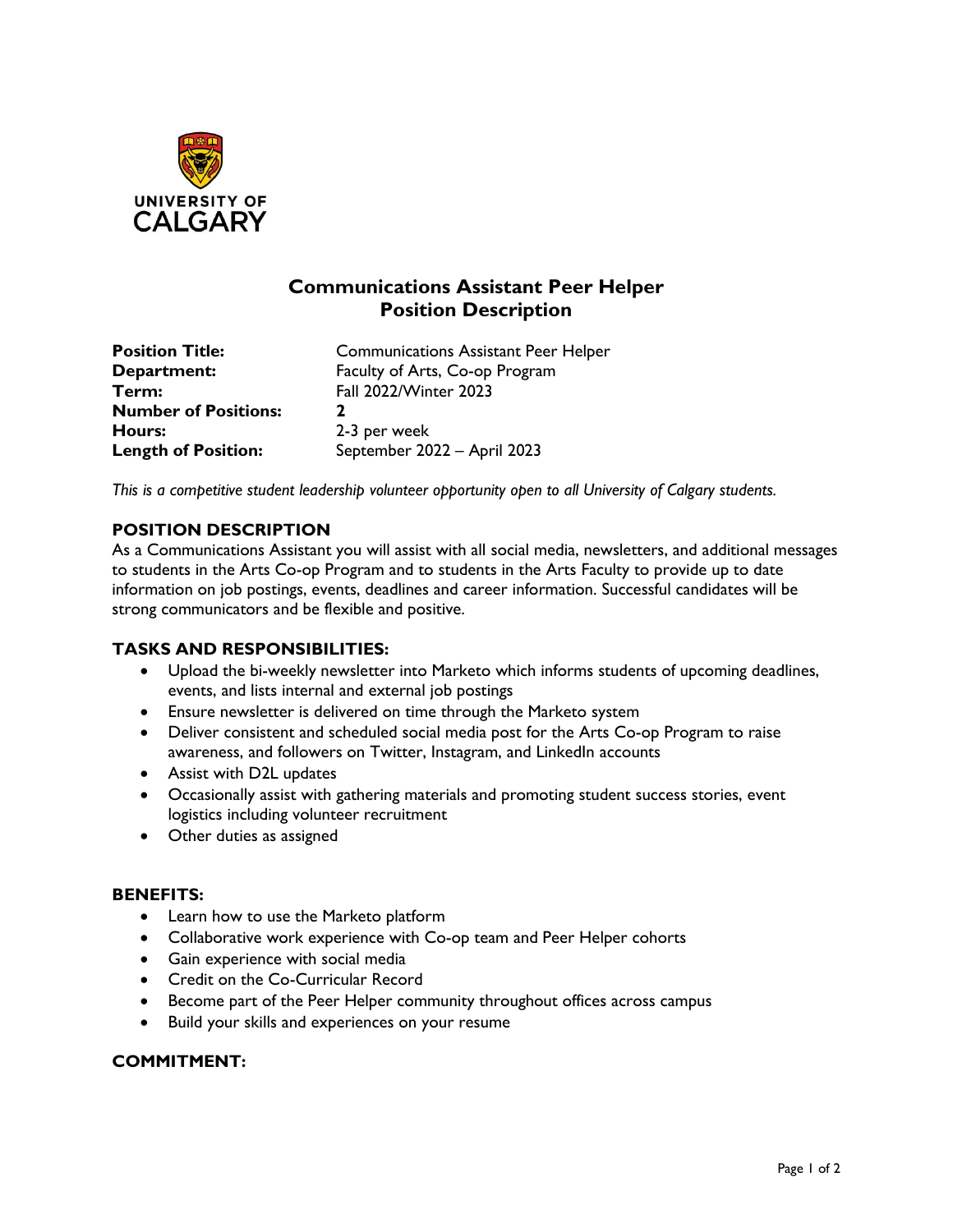UNIVERSITY OF CALGARY

# Communications Assistant Peer Helper
# Position Description

**Position Title:** Communications Assistant Peer Helper
**Department:** Faculty of Arts, Co-op Program
**Term:** Fall 2022/Winter 2023
**Number of Positions:** **2**
**Hours:** 2-3 per week
**Length of Position:** September 2022 – April 2023

*This is a competitive student leadership volunteer opportunity open to all University of Calgary students.*

## POSITION DESCRIPTION

As a Communications Assistant you will assist with all social media, newsletters, and additional messages to students in the Arts Co-op Program and to students in the Arts Faculty to provide up to date information on job postings, events, deadlines and career information. Successful candidates will be strong communicators and be flexible and positive.

## TASKS AND RESPONSIBILITIES:

- Upload the bi-weekly newsletter into Marketo which informs students of upcoming deadlines, events, and lists internal and external job postings
- Ensure newsletter is delivered on time through the Marketo system
- Deliver consistent and scheduled social media post for the Arts Co-op Program to raise awareness, and followers on Twitter, Instagram, and LinkedIn accounts
- Assist with D2L updates
- Occasionally assist with gathering materials and promoting student success stories, event logistics including volunteer recruitment
- Other duties as assigned

## BENEFITS:

- Learn how to use the Marketo platform
- Collaborative work experience with Co-op team and Peer Helper cohorts
- Gain experience with social media
- Credit on the Co-Curricular Record
- Become part of the Peer Helper community throughout offices across campus
- Build your skills and experiences on your resume

## COMMITMENT: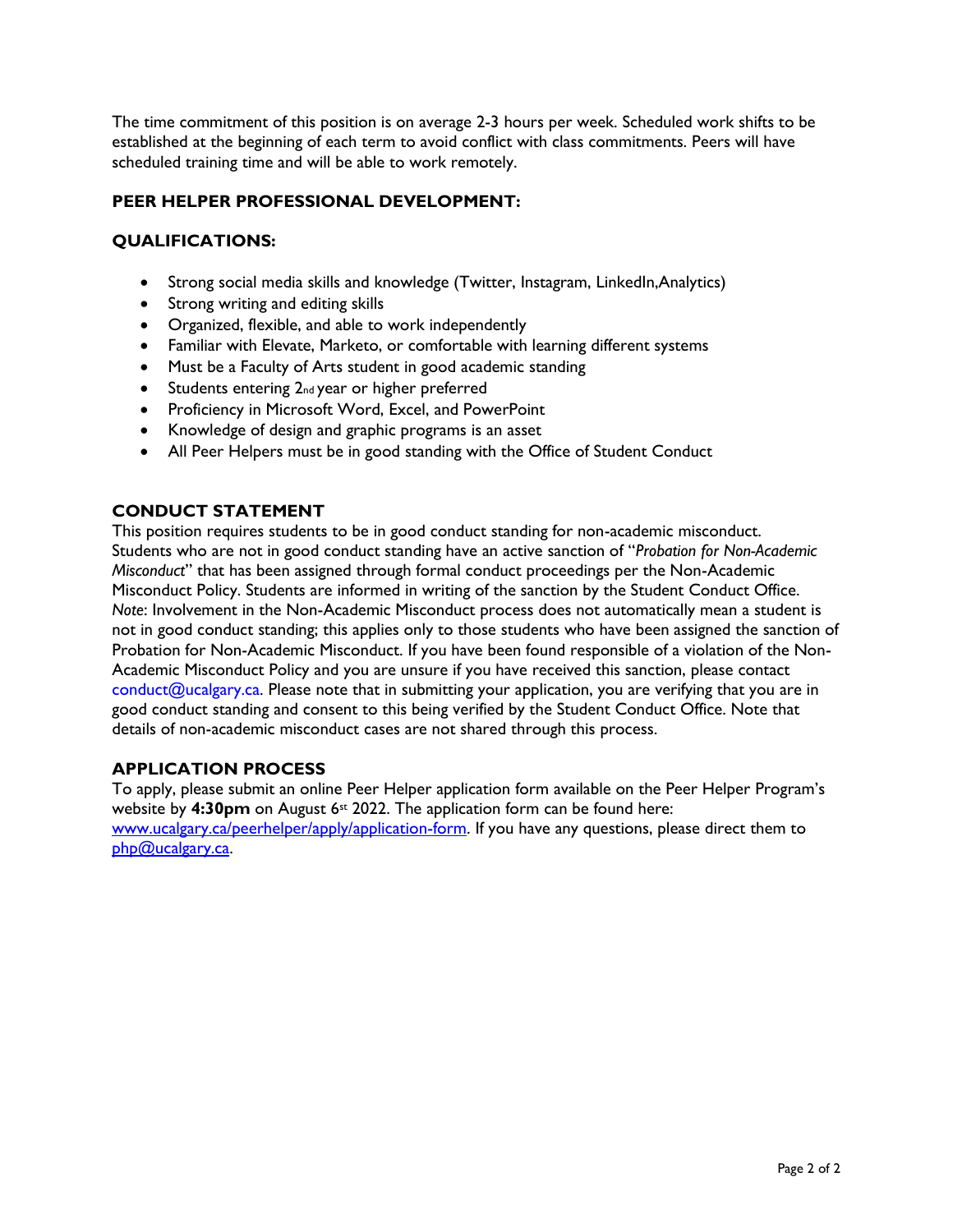The time commitment of this position is on average 2-3 hours per week. Scheduled work shifts to be established at the beginning of each term to avoid conflict with class commitments. Peers will have scheduled training time and will be able to work remotely.

### PEER HELPER PROFESSIONAL DEVELOPMENT:

### QUALIFICATIONS:

- Strong social media skills and knowledge (Twitter, Instagram, LinkedIn,Analytics)
- Strong writing and editing skills
- Organized, flexible, and able to work independently
- Familiar with Elevate, Marketo, or comfortable with learning different systems
- Must be a Faculty of Arts student in good academic standing
- Students entering 2nd year or higher preferred
- Proficiency in Microsoft Word, Excel, and PowerPoint
- Knowledge of design and graphic programs is an asset
- All Peer Helpers must be in good standing with the Office of Student Conduct

### CONDUCT STATEMENT

This position requires students to be in good conduct standing for non-academic misconduct. Students who are not in good conduct standing have an active sanction of "*Probation for Non-Academic Misconduct*" that has been assigned through formal conduct proceedings per the Non-Academic Misconduct Policy. Students are informed in writing of the sanction by the Student Conduct Office. *Note*: Involvement in the Non-Academic Misconduct process does not automatically mean a student is not in good conduct standing; this applies only to those students who have been assigned the sanction of Probation for Non-Academic Misconduct. If you have been found responsible of a violation of the Non-Academic Misconduct Policy and you are unsure if you have received this sanction, please contact conduct@ucalgary.ca. Please note that in submitting your application, you are verifying that you are in good conduct standing and consent to this being verified by the Student Conduct Office. Note that details of non-academic misconduct cases are not shared through this process.

### APPLICATION PROCESS

To apply, please submit an online Peer Helper application form available on the Peer Helper Program's website by **4:30pm** on August 6st 2022. The application form can be found here: www.ucalgary.ca/peerhelper/apply/application-form. If you have any questions, please direct them to php@ucalgary.ca.